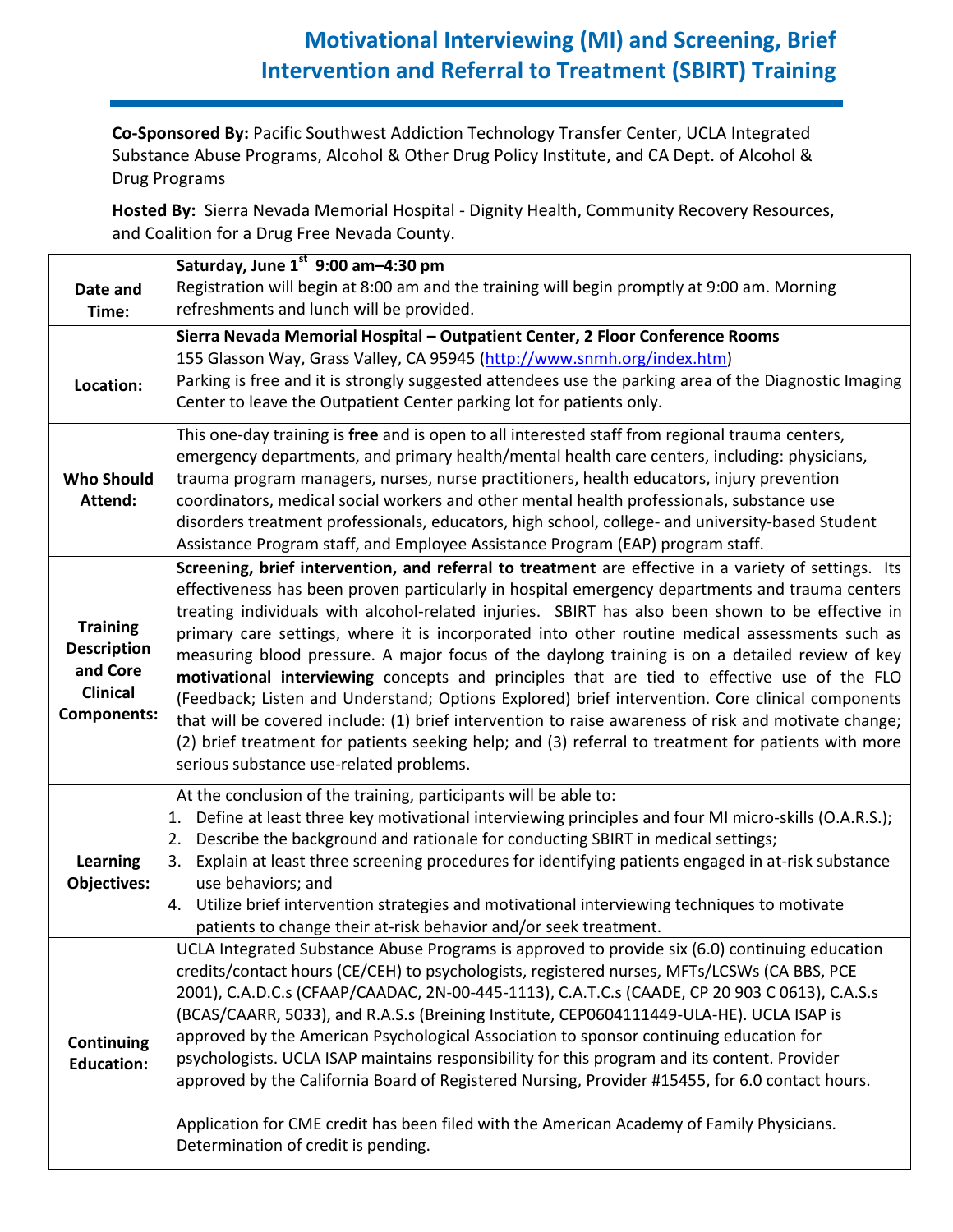# Motivational Interviewing (MI) and Screening, Brief Intervention and Referral to Treatment (SBIRT) Training

**Co-Sponsored By:** Pacific Southwest Addiction Technology Transfer Center, UCLA Integrated Substance Abuse Programs, Alcohol & Other Drug Policy Institute, and CA Dept. of Alcohol & Drug Programs

**Hosted By:** Sierra Nevada Memorial Hospital - Dignity Health, Community Recovery Resources, and Coalition for a Drug Free Nevada County.

| | |
|---|---|
| **Date and Time:** | **Saturday, June 1st 9:00 am–4:30 pm**<br>Registration will begin at 8:00 am and the training will begin promptly at 9:00 am. Morning refreshments and lunch will be provided. |
| **Location:** | **Sierra Nevada Memorial Hospital – Outpatient Center, 2 Floor Conference Rooms**<br>155 Glasson Way, Grass Valley, CA 95945 (http://www.snmh.org/index.htm)<br>Parking is free and it is strongly suggested attendees use the parking area of the Diagnostic Imaging Center to leave the Outpatient Center parking lot for patients only. |
| **Who Should Attend:** | This one-day training is **free** and is open to all interested staff from regional trauma centers, emergency departments, and primary health/mental health care centers, including: physicians, trauma program managers, nurses, nurse practitioners, health educators, injury prevention coordinators, medical social workers and other mental health professionals, substance use disorders treatment professionals, educators, high school, college- and university-based Student Assistance Program staff, and Employee Assistance Program (EAP) program staff. |
| **Training Description and Core Clinical Components:** | **Screening, brief intervention, and referral to treatment** are effective in a variety of settings. Its effectiveness has been proven particularly in hospital emergency departments and trauma centers treating individuals with alcohol-related injuries. SBIRT has also been shown to be effective in primary care settings, where it is incorporated into other routine medical assessments such as measuring blood pressure. A major focus of the daylong training is on a detailed review of key **motivational interviewing** concepts and principles that are tied to effective use of the FLO (Feedback; Listen and Understand; Options Explored) brief intervention. Core clinical components that will be covered include: (1) brief intervention to raise awareness of risk and motivate change; (2) brief treatment for patients seeking help; and (3) referral to treatment for patients with more serious substance use-related problems. |
| **Learning Objectives:** | At the conclusion of the training, participants will be able to:<br>1. Define at least three key motivational interviewing principles and four MI micro-skills (O.A.R.S.);<br>2. Describe the background and rationale for conducting SBIRT in medical settings;<br>3. Explain at least three screening procedures for identifying patients engaged in at-risk substance use behaviors; and<br>4. Utilize brief intervention strategies and motivational interviewing techniques to motivate patients to change their at-risk behavior and/or seek treatment. |
| **Continuing Education:** | UCLA Integrated Substance Abuse Programs is approved to provide six (6.0) continuing education credits/contact hours (CE/CEH) to psychologists, registered nurses, MFTs/LCSWs (CA BBS, PCE 2001), C.A.D.C.s (CFAAP/CAADAC, 2N-00-445-1113), C.A.T.C.s (CAADE, CP 20 903 C 0613), C.A.S.s (BCAS/CAARR, 5033), and R.A.S.s (Breining Institute, CEP0604111449-ULA-HE). UCLA ISAP is approved by the American Psychological Association to sponsor continuing education for psychologists. UCLA ISAP maintains responsibility for this program and its content. Provider approved by the California Board of Registered Nursing, Provider #15455, for 6.0 contact hours.<br><br>Application for CME credit has been filed with the American Academy of Family Physicians. Determination of credit is pending. |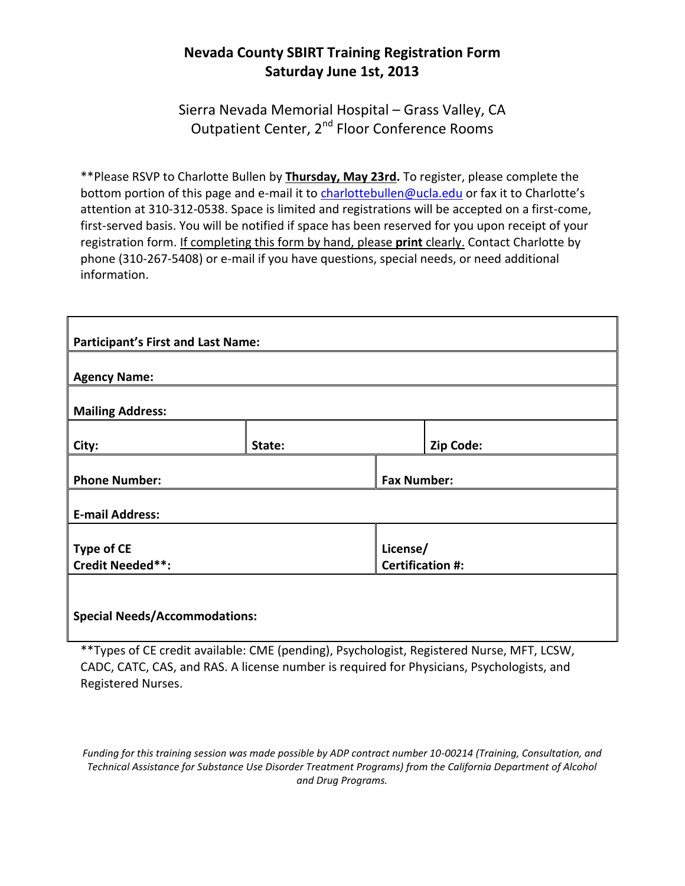# Nevada County SBIRT Training Registration Form
# Saturday June 1st, 2013

Sierra Nevada Memorial Hospital – Grass Valley, CA
Outpatient Center, 2nd Floor Conference Rooms

**Please RSVP to Charlotte Bullen by **Thursday, May 23rd.** To register, please complete the bottom portion of this page and e-mail it to charlottebullen@ucla.edu or fax it to Charlotte's attention at 310-312-0538. Space is limited and registrations will be accepted on a first-come, first-served basis. You will be notified if space has been reserved for you upon receipt of your registration form. If completing this form by hand, please **print** clearly. Contact Charlotte by phone (310-267-5408) or e-mail if you have questions, special needs, or need additional information.

| | | |
|---|---|---|
| **Participant's First and Last Name:** | | |
| **Agency Name:** | | |
| **Mailing Address:** | | |
| **City:** | **State:** | **Zip Code:** |
| **Phone Number:** | | **Fax Number:** |
| **E-mail Address:** | | |
| **Type of CE Credit Needed**:** | | **License/ Certification #:** |
| **Special Needs/Accommodations:** | | |

**Types of CE credit available: CME (pending), Psychologist, Registered Nurse, MFT, LCSW, CADC, CATC, CAS, and RAS. A license number is required for Physicians, Psychologists, and Registered Nurses.

*Funding for this training session was made possible by ADP contract number 10-00214 (Training, Consultation, and Technical Assistance for Substance Use Disorder Treatment Programs) from the California Department of Alcohol and Drug Programs.*